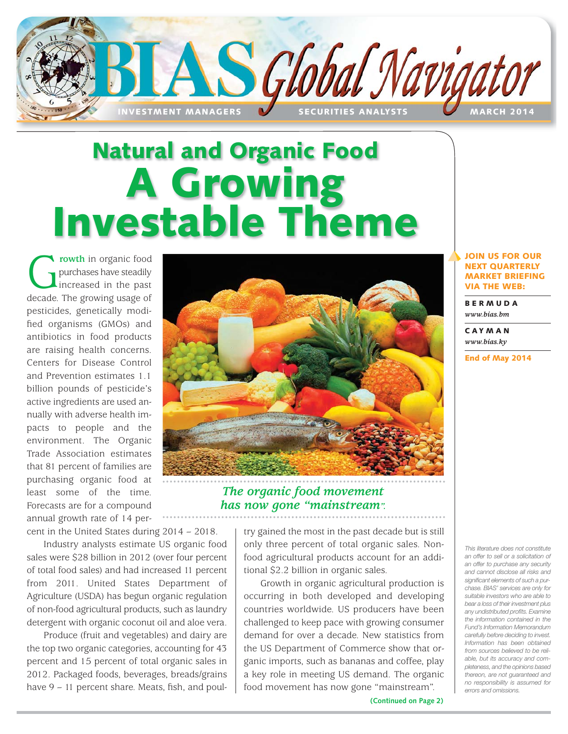# BIAS Global Navigator

INVESTMENT MANAGERS · SECURITIES ANALYSTS · MARCH 2014

# Natural and Organic Food
# A Growing Investable Theme

**Growth** in organic food purchases have steadily increased in the past decade. The growing usage of pesticides, genetically modified organisms (GMOs) and antibiotics in food products are raising health concerns. Centers for Disease Control and Prevention estimates 1.1 billion pounds of pesticide's active ingredients are used annually with adverse health impacts to people and the environment. The Organic Trade Association estimates that 81 percent of families are purchasing organic food at least some of the time. Forecasts are for a compound annual growth rate of 14 percent in the United States during 2014 – 2018.

*The organic food movement has now gone "mainstream".*

Industry analysts estimate US organic food sales were $28 billion in 2012 (over four percent of total food sales) and had increased 11 percent from 2011. United States Department of Agriculture (USDA) has begun organic regulation of non-food agricultural products, such as laundry detergent with organic coconut oil and aloe vera.

Produce (fruit and vegetables) and dairy are the top two organic categories, accounting for 43 percent and 15 percent of total organic sales in 2012. Packaged foods, beverages, breads/grains have 9 – 11 percent share. Meats, fish, and poultry gained the most in the past decade but is still only three percent of total organic sales. Non-food agricultural products account for an additional $2.2 billion in organic sales.

Growth in organic agricultural production is occurring in both developed and developing countries worldwide. US producers have been challenged to keep pace with growing consumer demand for over a decade. New statistics from the US Department of Commerce show that organic imports, such as bananas and coffee, play a key role in meeting US demand. The organic food movement has now gone "mainstream".

**(Continued on Page 2)**

**JOIN US FOR OUR NEXT QUARTERLY MARKET BRIEFING VIA THE WEB:**

**BERMUDA**
*www.bias.bm*

**CAYMAN**
*www.bias.ky*

**End of May 2014**

*This literature does not constitute an offer to sell or a solicitation of an offer to purchase any security and cannot disclose all risks and significant elements of such a purchase. BIAS' services are only for suitable investors who are able to bear a loss of their investment plus any undistributed profits. Examine the information contained in the Fund's Information Memorandum carefully before deciding to invest. Information has been obtained from sources believed to be reliable, but its accuracy and completeness, and the opinions based thereon, are not guaranteed and no responsibility is assumed for errors and omissions.*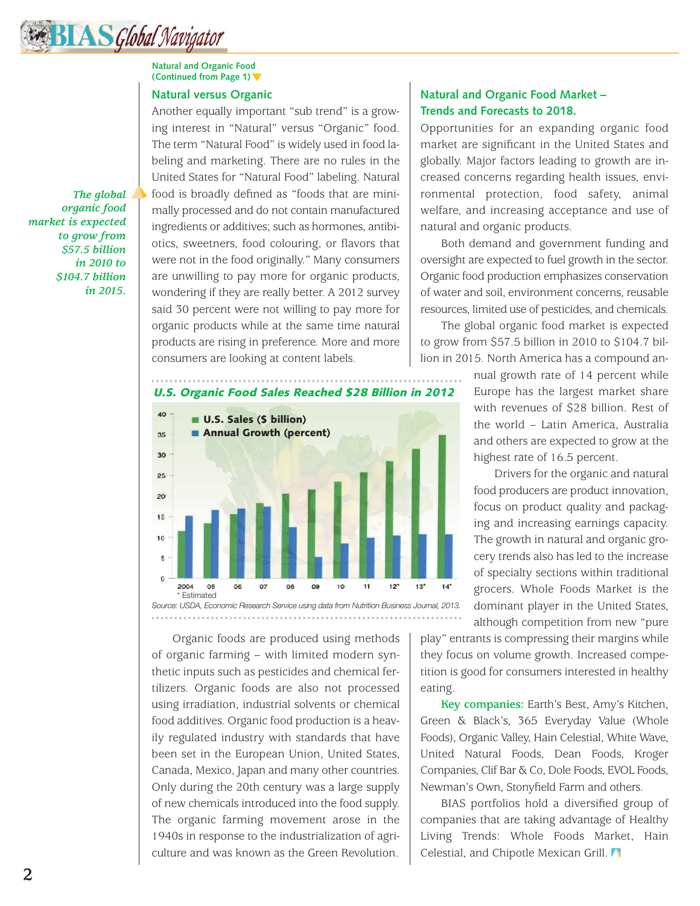Natural and Organic Food
(Continued from Page 1)

## Natural versus Organic

Another equally important "sub trend" is a growing interest in "Natural" versus "Organic" food. The term "Natural Food" is widely used in food labeling and marketing. There are no rules in the United States for "Natural Food" labeling. Natural food is broadly defined as "foods that are minimally processed and do not contain manufactured ingredients or additives; such as hormones, antibiotics, sweeteners, food colouring, or flavors that were not in the food originally." Many consumers are unwilling to pay more for organic products, wondering if they are really better. A 2012 survey said 30 percent were not willing to pay more for organic products while at the same time natural products are rising in preference. More and more consumers are looking at content labels.

*The global organic food market is expected to grow from $57.5 billion in 2010 to $104.7 billion in 2015.*

**U.S. Organic Food Sales Reached $28 Billion in 2012**

- U.S. Sales ($ billion)
- Annual Growth (percent)

2004, 05, 06, 07, 08, 09, 10, 11, 12*, 13*, 14*

\* Estimated

*Source: USDA, Economic Research Service using data from Nutrition Business Journal, 2013.*

Organic foods are produced using methods of organic farming – with limited modern synthetic inputs such as pesticides and chemical fertilizers. Organic foods are also not processed using irradiation, industrial solvents or chemical food additives. Organic food production is a heavily regulated industry with standards that have been set in the European Union, United States, Canada, Mexico, Japan and many other countries. Only during the 20th century was a large supply of new chemicals introduced into the food supply. The organic farming movement arose in the 1940s in response to the industrialization of agriculture and was known as the Green Revolution.

## Natural and Organic Food Market – Trends and Forecasts to 2018.

Opportunities for an expanding organic food market are significant in the United States and globally. Major factors leading to growth are increased concerns regarding health issues, environmental protection, food safety, animal welfare, and increasing acceptance and use of natural and organic products.

Both demand and government funding and oversight are expected to fuel growth in the sector. Organic food production emphasizes conservation of water and soil, environment concerns, reusable resources, limited use of pesticides, and chemicals.

The global organic food market is expected to grow from $57.5 billion in 2010 to $104.7 billion in 2015. North America has a compound annual growth rate of 14 percent while Europe has the largest market share with revenues of $28 billion. Rest of the world – Latin America, Australia and others are expected to grow at the highest rate of 16.5 percent.

Drivers for the organic and natural food producers are product innovation, focus on product quality and packaging and increasing earnings capacity. The growth in natural and organic grocery trends also has led to the increase of specialty sections within traditional grocers. Whole Foods Market is the dominant player in the United States, although competition from new "pure play" entrants is compressing their margins while they focus on volume growth. Increased competition is good for consumers interested in healthy eating.

**Key companies:** Earth's Best, Amy's Kitchen, Green & Black's, 365 Everyday Value (Whole Foods), Organic Valley, Hain Celestial, White Wave, United Natural Foods, Dean Foods, Kroger Companies, Clif Bar & Co, Dole Foods, EVOL Foods, Newman's Own, Stonyfield Farm and others.

BIAS portfolios hold a diversified group of companies that are taking advantage of Healthy Living Trends: Whole Foods Market, Hain Celestial, and Chipotle Mexican Grill.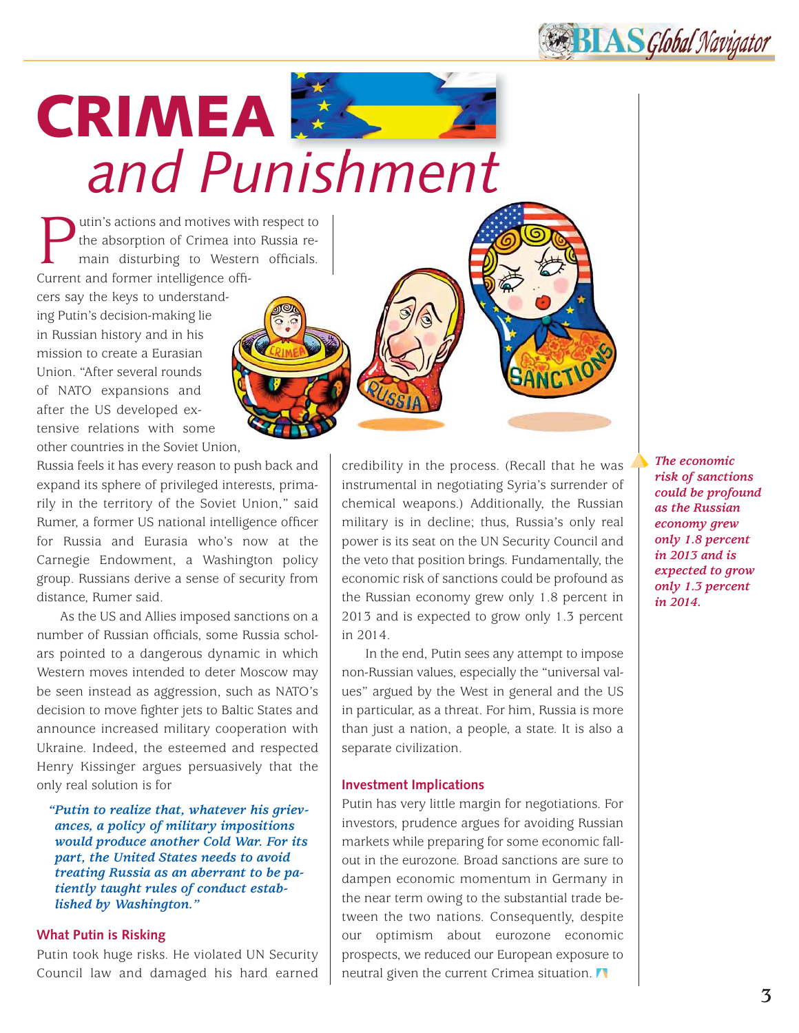# CRIMEA and Punishment

Putin's actions and motives with respect to the absorption of Crimea into Russia remain disturbing to Western officials. Current and former intelligence officers say the keys to understanding Putin's decision-making lie in Russian history and in his mission to create a Eurasian Union. "After several rounds of NATO expansions and after the US developed extensive relations with some other countries in the Soviet Union, Russia feels it has every reason to push back and expand its sphere of privileged interests, primarily in the territory of the Soviet Union," said Rumer, a former US national intelligence officer for Russia and Eurasia who's now at the Carnegie Endowment, a Washington policy group. Russians derive a sense of security from distance, Rumer said.

As the US and Allies imposed sanctions on a number of Russian officials, some Russia scholars pointed to a dangerous dynamic in which Western moves intended to deter Moscow may be seen instead as aggression, such as NATO's decision to move fighter jets to Baltic States and announce increased military cooperation with Ukraine. Indeed, the esteemed and respected Henry Kissinger argues persuasively that the only real solution is for

> ***"Putin to realize that, whatever his grievances, a policy of military impositions would produce another Cold War. For its part, the United States needs to avoid treating Russia as an aberrant to be patiently taught rules of conduct established by Washington."***

## What Putin is Risking

Putin took huge risks. He violated UN Security Council law and damaged his hard earned credibility in the process. (Recall that he was instrumental in negotiating Syria's surrender of chemical weapons.) Additionally, the Russian military is in decline; thus, Russia's only real power is its seat on the UN Security Council and the veto that position brings. Fundamentally, the economic risk of sanctions could be profound as the Russian economy grew only 1.8 percent in 2013 and is expected to grow only 1.3 percent in 2014.

In the end, Putin sees any attempt to impose non-Russian values, especially the "universal values" argued by the West in general and the US in particular, as a threat. For him, Russia is more than just a nation, a people, a state. It is also a separate civilization.

## Investment Implications

Putin has very little margin for negotiations. For investors, prudence argues for avoiding Russian markets while preparing for some economic fallout in the eurozone. Broad sanctions are sure to dampen economic momentum in Germany in the near term owing to the substantial trade between the two nations. Consequently, despite our optimism about eurozone economic prospects, we reduced our European exposure to neutral given the current Crimea situation.

***The economic risk of sanctions could be profound as the Russian economy grew only 1.8 percent in 2013 and is expected to grow only 1.3 percent in 2014.***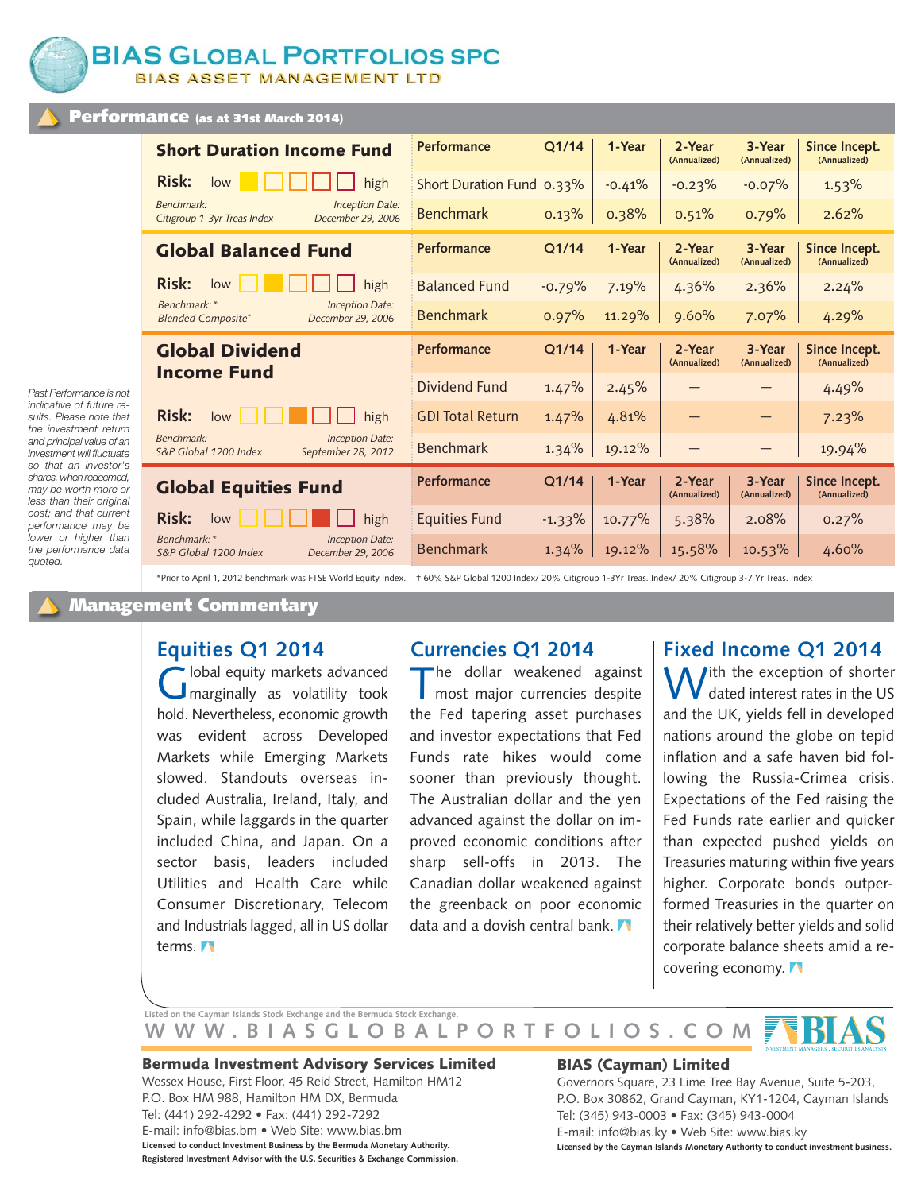# BIAS Global Portfolios SPC

BIAS ASSET MANAGEMENT LTD

## Performance (as at 31st March 2014)

### Short Duration Income Fund

Risk: low ■ □ □ □ □ high

*Benchmark: Citigroup 1-3yr Treas Index* — *Inception Date: December 29, 2006*

| Performance | Q1/14 | 1-Year | 2-Year (Annualized) | 3-Year (Annualized) | Since Incept. (Annualized) |
|---|---|---|---|---|---|
| Short Duration Fund | 0.33% | -0.41% | -0.23% | -0.07% | 1.53% |
| Benchmark | 0.13% | 0.38% | 0.51% | 0.79% | 2.62% |

### Global Balanced Fund

Risk: low □ ■ □ □ □ high

*Benchmark:\* Blended Composite†* — *Inception Date: December 29, 2006*

| Performance | Q1/14 | 1-Year | 2-Year (Annualized) | 3-Year (Annualized) | Since Incept. (Annualized) |
|---|---|---|---|---|---|
| Balanced Fund | -0.79% | 7.19% | 4.36% | 2.36% | 2.24% |
| Benchmark | 0.97% | 11.29% | 9.60% | 7.07% | 4.29% |

### Global Dividend Income Fund

Risk: low □ □ ■ □ □ high

*Benchmark: S&P Global 1200 Index* — *Inception Date: September 28, 2012*

| Performance | Q1/14 | 1-Year | 2-Year (Annualized) | 3-Year (Annualized) | Since Incept. (Annualized) |
|---|---|---|---|---|---|
| Dividend Fund | 1.47% | 2.45% | — | — | 4.49% |
| GDI Total Return | 1.47% | 4.81% | — | — | 7.23% |
| Benchmark | 1.34% | 19.12% | — | — | 19.94% |

### Global Equities Fund

Risk: low □ □ □ ■ □ high

*Benchmark:\* S&P Global 1200 Index* — *Inception Date: December 29, 2006*

| Performance | Q1/14 | 1-Year | 2-Year (Annualized) | 3-Year (Annualized) | Since Incept. (Annualized) |
|---|---|---|---|---|---|
| Equities Fund | -1.33% | 10.77% | 5.38% | 2.08% | 0.27% |
| Benchmark | 1.34% | 19.12% | 15.58% | 10.53% | 4.60% |

*Prior to April 1, 2012 benchmark was FTSE World Equity Index. † 60% S&P Global 1200 Index/ 20% Citigroup 1-3Yr Treas. Index/ 20% Citigroup 3-7 Yr Treas. Index

*Past Performance is not indicative of future results. Please note that the investment return and principal value of an investment will fluctuate so that an investor's shares, when redeemed, may be worth more or less than their original cost; and that current performance may be lower or higher than the performance data quoted.*

## Management Commentary

### Equities Q1 2014

Global equity markets advanced marginally as volatility took hold. Nevertheless, economic growth was evident across Developed Markets while Emerging Markets slowed. Standouts overseas included Australia, Ireland, Italy, and Spain, while laggards in the quarter included China, and Japan. On a sector basis, leaders included Utilities and Health Care while Consumer Discretionary, Telecom and Industrials lagged, all in US dollar terms.

### Currencies Q1 2014

The dollar weakened against most major currencies despite the Fed tapering asset purchases and investor expectations that Fed Funds rate hikes would come sooner than previously thought. The Australian dollar and the yen advanced against the dollar on improved economic conditions after sharp sell-offs in 2013. The Canadian dollar weakened against the greenback on poor economic data and a dovish central bank.

### Fixed Income Q1 2014

With the exception of shorter dated interest rates in the US and the UK, yields fell in developed nations around the globe on tepid inflation and a safe haven bid following the Russia-Crimea crisis. Expectations of the Fed raising the Fed Funds rate earlier and quicker than expected pushed yields on Treasuries maturing within five years higher. Corporate bonds outperformed Treasuries in the quarter on their relatively better yields and solid corporate balance sheets amid a recovering economy.

Listed on the Cayman Islands Stock Exchange and the Bermuda Stock Exchange.

WWW.BIASGLOBALPORTFOLIOS.COM

BIAS — INVESTMENT MANAGERS, SECURITIES ANALYSTS

**Bermuda Investment Advisory Services Limited**
Wessex House, First Floor, 45 Reid Street, Hamilton HM12
P.O. Box HM 988, Hamilton HM DX, Bermuda
Tel: (441) 292-4292 • Fax: (441) 292-7292
E-mail: info@bias.bm • Web Site: www.bias.bm
**Licensed to conduct Investment Business by the Bermuda Monetary Authority.**
**Registered Investment Advisor with the U.S. Securities & Exchange Commission.**

**BIAS (Cayman) Limited**
Governors Square, 23 Lime Tree Bay Avenue, Suite 5-203,
P.O. Box 30862, Grand Cayman, KY1-1204, Cayman Islands
Tel: (345) 943-0003 • Fax: (345) 943-0004
E-mail: info@bias.ky • Web Site: www.bias.ky
**Licensed by the Cayman Islands Monetary Authority to conduct investment business.**